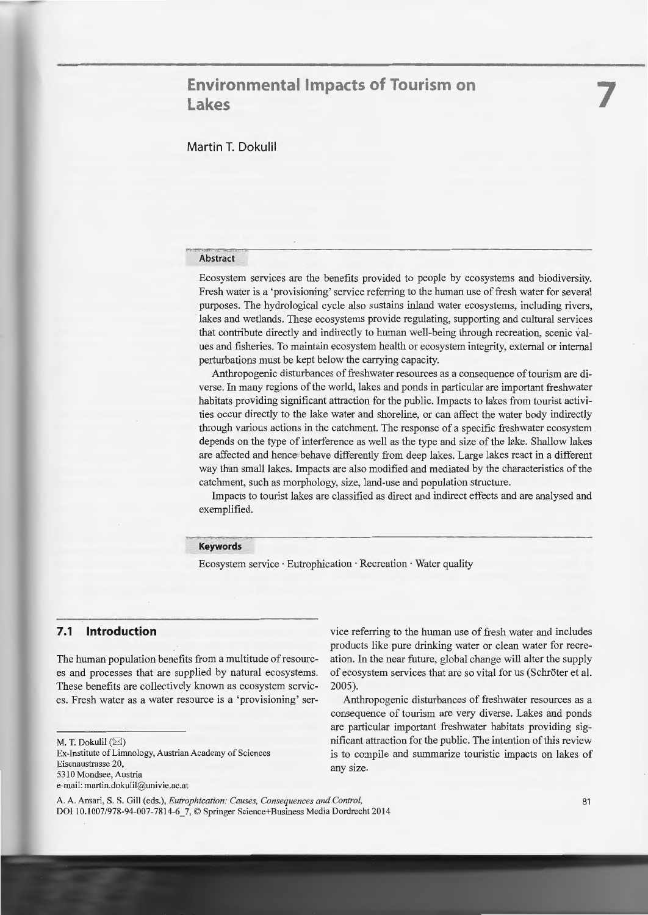# Environmental Impacts of Tourism on Lakes

7

Martin T. Dokulil

**Abstract**

Ecosystem services are the benefits provided to people by ecosystems and biodiversity. Fresh water is a 'provisioning' service referring to the human use of fresh water for several purposes. The hydrological cycle also sustains inland water ecosystems, including rivers, lakes and wetlands. These ecosystems provide regulating, supporting and cultural services that contribute directly and indirectly to human well-being through recreation, scenic values and fisheries. To maintain ecosystem health or ecosystem integrity, external or internal perturbations must be kept below the carrying capacity.

Anthropogenic disturbances of freshwater resources as a consequence of tourism are diverse. In many regions of the world, lakes and ponds in particular are important freshwater habitats providing significant attraction for the public. Impacts to lakes from tourist activities occur directly to the lake water and shoreline, or can affect the water body indirectly through various actions in the catchment. The response of a specific freshwater ecosystem depends on the type of interference as well as the type and size of the lake. Shallow lakes are affected and hence behave differently from deep lakes. Large lakes react in a different way than small lakes. Impacts are also modified and mediated by the characteristics of the catchment, such as morphology, size, land-use and population structure.

Impacts to tourist lakes are classified as direct and indirect effects and are analysed and exemplified.

**Keywords**

Ecosystem service · Eutrophication · Recreation · Water quality

## 7.1 Introduction

The human population benefits from a multitude of resources and processes that are supplied by natural ecosystems. These benefits are collectively known as ecosystem services. Fresh water as a water resource is a 'provisioning' service referring to the human use of fresh water and includes products like pure drinking water or clean water for recreation. In the near future, global change will alter the supply of ecosystem services that are so vital for us (Schröter et al. 2005).

Anthropogenic disturbances of freshwater resources as a consequence of tourism are very diverse. Lakes and ponds are particular important freshwater habitats providing significant attraction for the public. The intention of this review is to compile and summarize touristic impacts on lakes of any size.

M. T. Dokulil (✉)
Ex-Institute of Limnology, Austrian Academy of Sciences
Eisenaustrasse 20,
5310 Mondsee, Austria
e-mail: martin.dokulil@univie.ac.at

A. A. Ansari, S. S. Gill (eds.), *Eutrophication: Causes, Consequences and Control*,
DOI 10.1007/978-94-007-7814-6_7, © Springer Science+Business Media Dordrecht 2014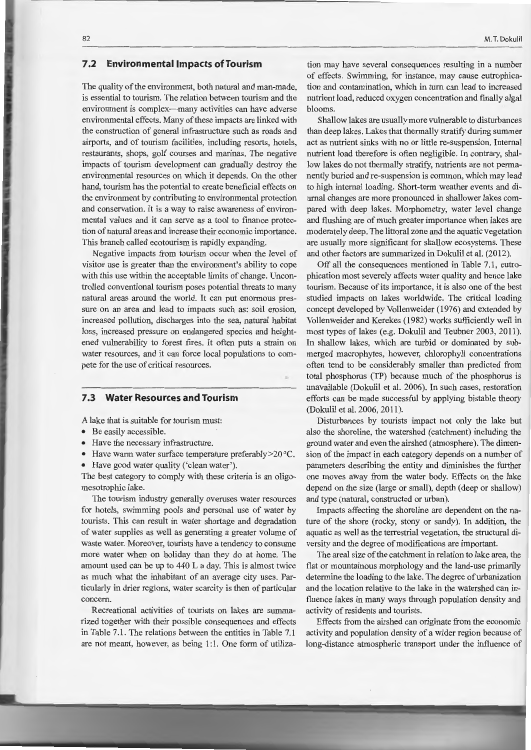## 7.2 Environmental Impacts of Tourism

The quality of the environment, both natural and man-made, is essential to tourism. The relation between tourism and the environment is complex—many activities can have adverse environmental effects. Many of these impacts are linked with the construction of general infrastructure such as roads and airports, and of tourism facilities, including resorts, hotels, restaurants, shops, golf courses and marinas. The negative impacts of tourism development can gradually destroy the environmental resources on which it depends. On the other hand, tourism has the potential to create beneficial effects on the environment by contributing to environmental protection and conservation. It is a way to raise awareness of environmental values and it can serve as a tool to finance protection of natural areas and increase their economic importance. This branch called ecotourism is rapidly expanding.

Negative impacts from tourism occur when the level of visitor use is greater than the environment's ability to cope with this use within the acceptable limits of change. Uncontrolled conventional tourism poses potential threats to many natural areas around the world. It can put enormous pressure on an area and lead to impacts such as: soil erosion, increased pollution, discharges into the sea, natural habitat loss, increased pressure on endangered species and heightened vulnerability to forest fires. It often puts a strain on water resources, and it can force local populations to compete for the use of critical resources.

## 7.3 Water Resources and Tourism

A lake that is suitable for tourism must:

- Be easily accessible.
- Have the necessary infrastructure.
- Have warm water surface temperature preferably >20 °C.
- Have good water quality ('clean water').

The best category to comply with these criteria is an oligo-mesotrophic lake.

The tourism industry generally overuses water resources for hotels, swimming pools and personal use of water by tourists. This can result in water shortage and degradation of water supplies as well as generating a greater volume of waste water. Moreover, tourists have a tendency to consume more water when on holiday than they do at home. The amount used can be up to 440 L a day. This is almost twice as much what the inhabitant of an average city uses. Particularly in drier regions, water scarcity is then of particular concern.

Recreational activities of tourists on lakes are summarized together with their possible consequences and effects in Table 7.1. The relations between the entities in Table 7.1 are not meant, however, as being 1:1. One form of utilization may have several consequences resulting in a number of effects. Swimming, for instance, may cause eutrophication and contamination, which in turn can lead to increased nutrient load, reduced oxygen concentration and finally algal blooms.

Shallow lakes are usually more vulnerable to disturbances than deep lakes. Lakes that thermally stratify during summer act as nutrient sinks with no or little re-suspension. Internal nutrient load therefore is often negligible. In contrary, shallow lakes do not thermally stratify, nutrients are not permanently buried and re-suspension is common, which may lead to high internal loading. Short-term weather events and diurnal changes are more pronounced in shallower lakes compared with deep lakes. Morphometry, water level change and flushing are of much greater importance when lakes are moderately deep. The littoral zone and the aquatic vegetation are usually more significant for shallow ecosystems. These and other factors are summarized in Dokulil et al. (2012).

Off all the consequences mentioned in Table 7.1, eutrophication most severely affects water quality and hence lake tourism. Because of its importance, it is also one of the best studied impacts on lakes worldwide. The critical loading concept developed by Vollenweider (1976) and extended by Vollenweider and Kerekes (1982) works sufficiently well in most types of lakes (e.g. Dokulil and Teubner 2003, 2011). In shallow lakes, which are turbid or dominated by submerged macrophytes, however, chlorophyll concentrations often tend to be considerably smaller than predicted from total phosphorus (TP) because much of the phosphorus is unavailable (Dokulil et al. 2006). In such cases, restoration efforts can be made successful by applying bistable theory (Dokulil et al. 2006, 2011).

Disturbances by tourists impact not only the lake but also the shoreline, the watershed (catchment) including the ground water and even the airshed (atmosphere). The dimension of the impact in each category depends on a number of parameters describing the entity and diminishes the further one moves away from the water body. Effects on the lake depend on the size (large or small), depth (deep or shallow) and type (natural, constructed or urban).

Impacts affecting the shoreline are dependent on the nature of the shore (rocky, stony or sandy). In addition, the aquatic as well as the terrestrial vegetation, the structural diversity and the degree of modifications are important.

The areal size of the catchment in relation to lake area, the flat or mountainous morphology and the land-use primarily determine the loading to the lake. The degree of urbanization and the location relative to the lake in the watershed can influence lakes in many ways through population density and activity of residents and tourists.

Effects from the airshed can originate from the economic activity and population density of a wider region because of long-distance atmospheric transport under the influence of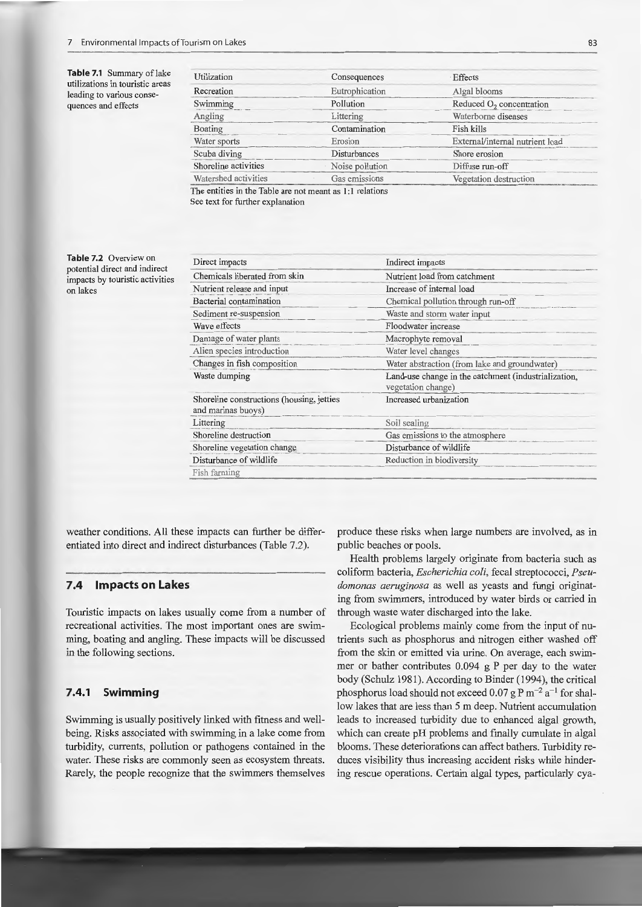**Table 7.1** Summary of lake utilizations in touristic areas leading to various consequences and effects

| Utilization | Consequences | Effects |
|---|---|---|
| Recreation | Eutrophication | Algal blooms |
| Swimming | Pollution | Reduced $O_2$ concentration |
| Angling | Littering | Waterborne diseases |
| Boating | Contamination | Fish kills |
| Water sports | Erosion | External/internal nutrient load |
| Scuba diving | Disturbances | Shore erosion |
| Shoreline activities | Noise pollution | Diffuse run-off |
| Watershed activities | Gas emissions | Vegetation destruction |

The entities in the Table are not meant as 1:1 relations
See text for further explanation

**Table 7.2** Overview on potential direct and indirect impacts by touristic activities on lakes

| Direct impacts | Indirect impacts |
|---|---|
| Chemicals liberated from skin | Nutrient load from catchment |
| Nutrient release and input | Increase of internal load |
| Bacterial contamination | Chemical pollution through run-off |
| Sediment re-suspension | Waste and storm water input |
| Wave effects | Floodwater increase |
| Damage of water plants | Macrophyte removal |
| Alien species introduction | Water level changes |
| Changes in fish composition | Water abstraction (from lake and groundwater) |
| Waste dumping | Land-use change in the catchment (industrialization, vegetation change) |
| Shoreline constructions (housing, jetties and marinas buoys) | Increased urbanization |
| Littering | Soil sealing |
| Shoreline destruction | Gas emissions to the atmosphere |
| Shoreline vegetation change | Disturbance of wildlife |
| Disturbance of wildlife | Reduction in biodiversity |
| Fish farming | |

weather conditions. All these impacts can further be differentiated into direct and indirect disturbances (Table 7.2).

## 7.4 Impacts on Lakes

Touristic impacts on lakes usually come from a number of recreational activities. The most important ones are swimming, boating and angling. These impacts will be discussed in the following sections.

### 7.4.1 Swimming

Swimming is usually positively linked with fitness and well-being. Risks associated with swimming in a lake come from turbidity, currents, pollution or pathogens contained in the water. These risks are commonly seen as ecosystem threats. Rarely, the people recognize that the swimmers themselves produce these risks when large numbers are involved, as in public beaches or pools.

Health problems largely originate from bacteria such as coliform bacteria, *Escherichia coli*, fecal streptococci, *Pseudomonas aeruginosa* as well as yeasts and fungi originating from swimmers, introduced by water birds or carried in through waste water discharged into the lake.

Ecological problems mainly come from the input of nutrients such as phosphorus and nitrogen either washed off from the skin or emitted via urine. On average, each swimmer or bather contributes 0.094 g P per day to the water body (Schulz 1981). According to Binder (1994), the critical phosphorus load should not exceed 0.07 g P $m^{-2}$ $a^{-1}$ for shallow lakes that are less than 5 m deep. Nutrient accumulation leads to increased turbidity due to enhanced algal growth, which can create pH problems and finally cumulate in algal blooms. These deteriorations can affect bathers. Turbidity reduces visibility thus increasing accident risks while hindering rescue operations. Certain algal types, particularly cya-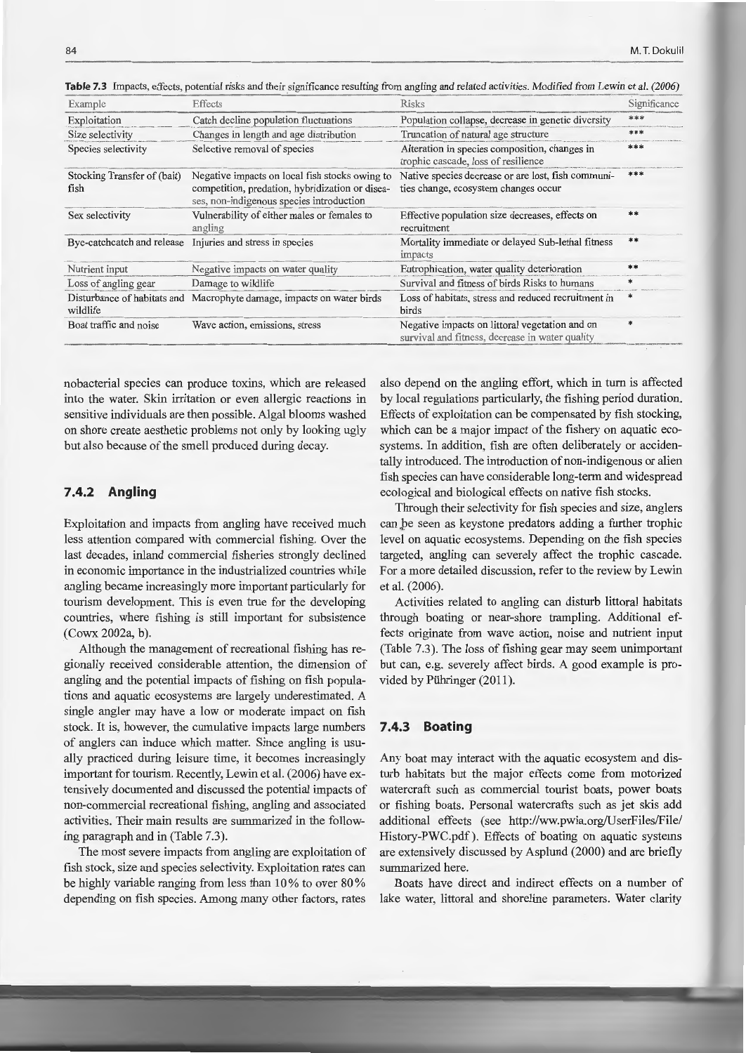**Table 7.3** Impacts, effects, potential risks and their significance resulting from angling and related activities. *Modified from Lewin et al. (2006)*

| Example | Effects | Risks | Significance |
|---|---|---|---|
| Exploitation | Catch decline population fluctuations | Population collapse, decrease in genetic diversity | *** |
| Size selectivity | Changes in length and age distribution | Truncation of natural age structure | *** |
| Species selectivity | Selective removal of species | Alteration in species composition, changes in trophic cascade, loss of resilience | *** |
| Stocking Transfer of (bait) fish | Negative impacts on local fish stocks owing to competition, predation, hybridization or diseases, non-indigenous species introduction | Native species decrease or are lost, fish communities change, ecosystem changes occur | *** |
| Sex selectivity | Vulnerability of either males or females to angling | Effective population size decreases, effects on recruitment | ** |
| Bye-catchcatch and release | Injuries and stress in species | Mortality immediate or delayed Sub-lethal fitness impacts | ** |
| Nutrient input | Negative impacts on water quality | Eutrophication, water quality deterioration | ** |
| Loss of angling gear | Damage to wildlife | Survival and fitness of birds Risks to humans | * |
| Disturbance of habitats and wildlife | Macrophyte damage, impacts on water birds | Loss of habitats, stress and reduced recruitment in birds | * |
| Boat traffic and noise | Wave action, emissions, stress | Negative impacts on littoral vegetation and on survival and fitness, decrease in water quality | * |

nobacterial species can produce toxins, which are released into the water. Skin irritation or even allergic reactions in sensitive individuals are then possible. Algal blooms washed on shore create aesthetic problems not only by looking ugly but also because of the smell produced during decay.

### 7.4.2 Angling

Exploitation and impacts from angling have received much less attention compared with commercial fishing. Over the last decades, inland commercial fisheries strongly declined in economic importance in the industrialized countries while angling became increasingly more important particularly for tourism development. This is even true for the developing countries, where fishing is still important for subsistence (Cowx 2002a, b).

Although the management of recreational fishing has regionally received considerable attention, the dimension of angling and the potential impacts of fishing on fish populations and aquatic ecosystems are largely underestimated. A single angler may have a low or moderate impact on fish stock. It is, however, the cumulative impacts large numbers of anglers can induce which matter. Since angling is usually practiced during leisure time, it becomes increasingly important for tourism. Recently, Lewin et al. (2006) have extensively documented and discussed the potential impacts of non-commercial recreational fishing, angling and associated activities. Their main results are summarized in the following paragraph and in (Table 7.3).

The most severe impacts from angling are exploitation of fish stock, size and species selectivity. Exploitation rates can be highly variable ranging from less than 10 % to over 80 % depending on fish species. Among many other factors, rates also depend on the angling effort, which in turn is affected by local regulations particularly, the fishing period duration. Effects of exploitation can be compensated by fish stocking, which can be a major impact of the fishery on aquatic ecosystems. In addition, fish are often deliberately or accidentally introduced. The introduction of non-indigenous or alien fish species can have considerable long-term and widespread ecological and biological effects on native fish stocks.

Through their selectivity for fish species and size, anglers can be seen as keystone predators adding a further trophic level on aquatic ecosystems. Depending on the fish species targeted, angling can severely affect the trophic cascade. For a more detailed discussion, refer to the review by Lewin et al. (2006).

Activities related to angling can disturb littoral habitats through boating or near-shore trampling. Additional effects originate from wave action, noise and nutrient input (Table 7.3). The loss of fishing gear may seem unimportant but can, e.g. severely affect birds. A good example is provided by Pühringer (2011).

### 7.4.3 Boating

Any boat may interact with the aquatic ecosystem and disturb habitats but the major effects come from motorized watercraft such as commercial tourist boats, power boats or fishing boats. Personal watercrafts such as jet skis add additional effects (see http://ww.pwia.org/UserFiles/File/History-PWC.pdf). Effects of boating on aquatic systems are extensively discussed by Asplund (2000) and are briefly summarized here.

Boats have direct and indirect effects on a number of lake water, littoral and shoreline parameters. Water clarity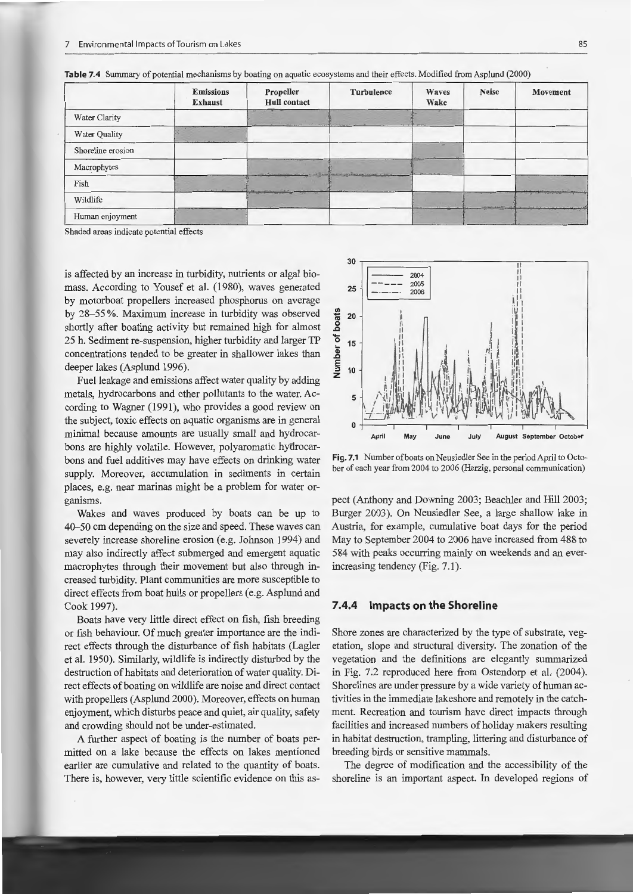**Table 7.4** Summary of potential mechanisms by boating on aquatic ecosystems and their effects. Modified from Asplund (2000)

| | Emissions Exhaust | Propeller Hull contact | Turbulence | Waves Wake | Noise | Movement |
|---|---|---|---|---|---|---|
| Water Clarity | | ■ | ■ | ■ | | |
| Water Quality | ■ | | | | | |
| Shoreline erosion | | | | ■ | | |
| Macrophytes | | ■ | ■ | ■ | | |
| Fish | ■ | ■ | ■ | | | ■ |
| Wildlife | | ■ | | | ■ | ■ |
| Human enjoyment | ■ | | | ■ | ■ | ■ |

Shaded areas indicate potential effects

is affected by an increase in turbidity, nutrients or algal biomass. According to Yousef et al. (1980), waves generated by motorboat propellers increased phosphorus on average by 28–55 %. Maximum increase in turbidity was observed shortly after boating activity but remained high for almost 25 h. Sediment re-suspension, higher turbidity and larger TP concentrations tended to be greater in shallower lakes than deeper lakes (Asplund 1996).

Fuel leakage and emissions affect water quality by adding metals, hydrocarbons and other pollutants to the water. According to Wagner (1991), who provides a good review on the subject, toxic effects on aquatic organisms are in general minimal because amounts are usually small and hydrocarbons are highly volatile. However, polyaromatic hydrocarbons and fuel additives may have effects on drinking water supply. Moreover, accumulation in sediments in certain places, e.g. near marinas might be a problem for water organisms.

Wakes and waves produced by boats can be up to 40–50 cm depending on the size and speed. These waves can severely increase shoreline erosion (e.g. Johnson 1994) and may also indirectly affect submerged and emergent aquatic macrophytes through their movement but also through increased turbidity. Plant communities are more susceptible to direct effects from boat hulls or propellers (e.g. Asplund and Cook 1997).

Boats have very little direct effect on fish, fish breeding or fish behaviour. Of much greater importance are the indirect effects through the disturbance of fish habitats (Lagler et al. 1950). Similarly, wildlife is indirectly disturbed by the destruction of habitats and deterioration of water quality. Direct effects of boating on wildlife are noise and direct contact with propellers (Asplund 2000). Moreover, effects on human enjoyment, which disturbs peace and quiet, air quality, safety and crowding should not be under-estimated.

A further aspect of boating is the number of boats permitted on a lake because the effects on lakes mentioned earlier are cumulative and related to the quantity of boats. There is, however, very little scientific evidence on this aspect (Anthony and Downing 2003; Beachler and Hill 2003; Burger 2003). On Neusiedler See, a large shallow lake in Austria, for example, cumulative boat days for the period May to September 2004 to 2006 have increased from 488 to 584 with peaks occurring mainly on weekends and an ever-increasing tendency (Fig. 7.1).

**Fig. 7.1** Number of boats on Neusiedler See in the period April to October of each year from 2004 to 2006 (Herzig, personal communication)

### 7.4.4 Impacts on the Shoreline

Shore zones are characterized by the type of substrate, vegetation, slope and structural diversity. The zonation of the vegetation and the definitions are elegantly summarized in Fig. 7.2 reproduced here from Ostendorp et al. (2004). Shorelines are under pressure by a wide variety of human activities in the immediate lakeshore and remotely in the catchment. Recreation and tourism have direct impacts through facilities and increased numbers of holiday makers resulting in habitat destruction, trampling, littering and disturbance of breeding birds or sensitive mammals.

The degree of modification and the accessibility of the shoreline is an important aspect. In developed regions of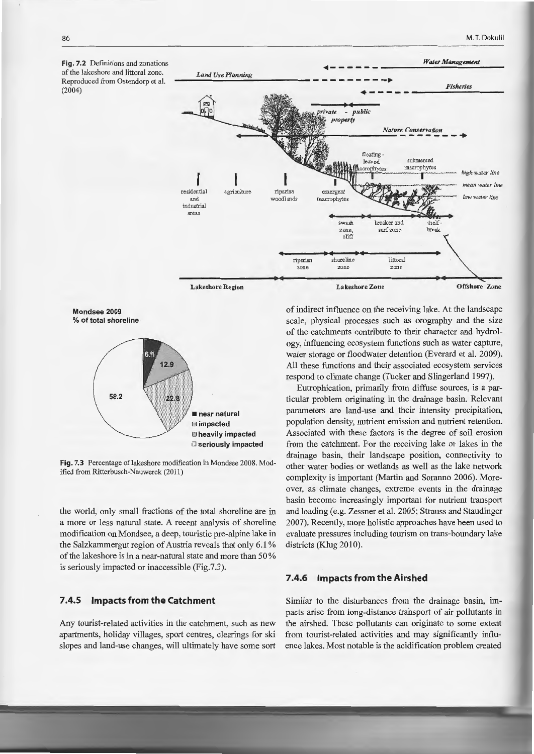Fig. 7.2 Definitions and zonations of the lakeshore and littoral zone. Reproduced from Ostendorp et al. (2004)

Fig. 7.3 Percentage of lakeshore modification in Mondsee 2008. Modified from Ritterbusch-Nauwerck (2011)

the world, only small fractions of the total shoreline are in a more or less natural state. A recent analysis of shoreline modification on Mondsee, a deep, touristic pre-alpine lake in the Salzkammergut region of Austria reveals that only 6.1 % of the lakeshore is in a near-natural state and more than 50 % is seriously impacted or inaccessible (Fig. 7.3).

### 7.4.5 Impacts from the Catchment

Any tourist-related activities in the catchment, such as new apartments, holiday villages, sport centres, clearings for ski slopes and land-use changes, will ultimately have some sort of indirect influence on the receiving lake. At the landscape scale, physical processes such as orography and the size of the catchments contribute to their character and hydrology, influencing ecosystem functions such as water capture, water storage or floodwater detention (Everard et al. 2009). All these functions and their associated ecosystem services respond to climate change (Tucker and Slingerland 1997).

Eutrophication, primarily from diffuse sources, is a particular problem originating in the drainage basin. Relevant parameters are land-use and their intensity precipitation, population density, nutrient emission and nutrient retention. Associated with these factors is the degree of soil erosion from the catchment. For the receiving lake or lakes in the drainage basin, their landscape position, connectivity to other water bodies or wetlands as well as the lake network complexity is important (Martin and Soranno 2006). Moreover, as climate changes, extreme events in the drainage basin become increasingly important for nutrient transport and loading (e.g. Zessner et al. 2005; Strauss and Staudinger 2007). Recently, more holistic approaches have been used to evaluate pressures including tourism on trans-boundary lake districts (Klug 2010).

### 7.4.6 Impacts from the Airshed

Similar to the disturbances from the drainage basin, impacts arise from long-distance transport of air pollutants in the airshed. These pollutants can originate to some extent from tourist-related activities and may significantly influence lakes. Most notable is the acidification problem created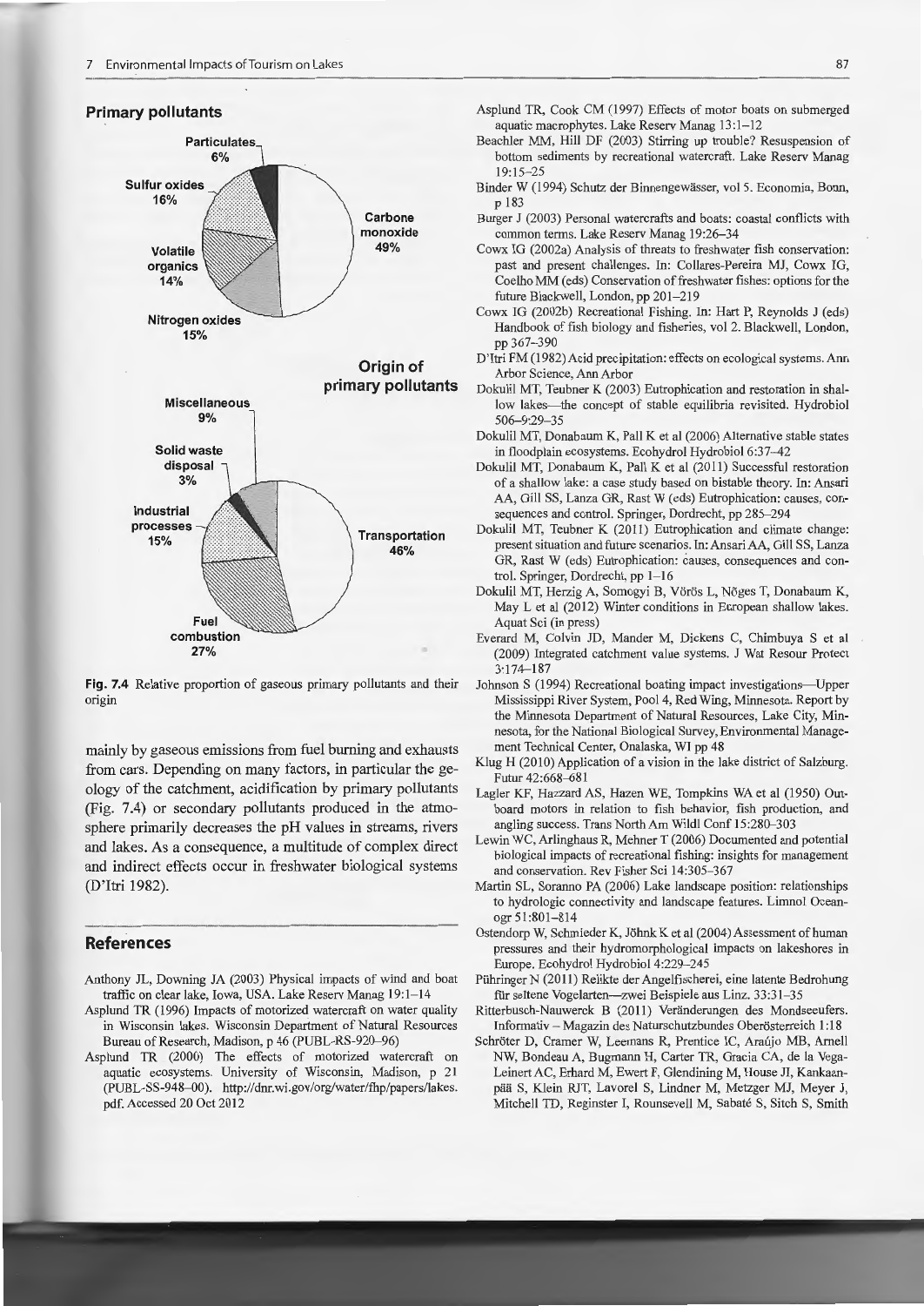**Primary pollutants**

Particulates 6%
Sulfur oxides 16%
Carbone monoxide 49%
Volatile organics 14%
Nitrogen oxides 15%

**Origin of primary pollutants**

Miscellaneous 9%
Solid waste disposal 3%
Industrial processes 15%
Transportation 46%
Fuel combustion 27%

**Fig. 7.4** Relative proportion of gaseous primary pollutants and their origin

mainly by gaseous emissions from fuel burning and exhausts from cars. Depending on many factors, in particular the geology of the catchment, acidification by primary pollutants (Fig. 7.4) or secondary pollutants produced in the atmosphere primarily decreases the pH values in streams, rivers and lakes. As a consequence, a multitude of complex direct and indirect effects occur in freshwater biological systems (D'Itri 1982).

## References

Anthony JL, Downing JA (2003) Physical impacts of wind and boat traffic on clear lake, Iowa, USA. Lake Reserv Manag 19:1–14

Asplund TR (1996) Impacts of motorized watercraft on water quality in Wisconsin lakes. Wisconsin Department of Natural Resources Bureau of Research, Madison, p 46 (PUBL-RS-920–96)

Asplund TR (2000) The effects of motorized watercraft on aquatic ecosystems. University of Wisconsin, Madison, p 21 (PUBL-SS-948–00). http://dnr.wi.gov/org/water/fhp/papers/lakes.pdf. Accessed 20 Oct 2012

Asplund TR, Cook CM (1997) Effects of motor boats on submerged aquatic macrophytes. Lake Reserv Manag 13:1–12

Beachler MM, Hill DF (2003) Stirring up trouble? Resuspension of bottom sediments by recreational watercraft. Lake Reserv Manag 19:15–25

Binder W (1994) Schutz der Binnengewässer, vol 5. Economia, Bonn, p 183

Burger J (2003) Personal watercrafts and boats: coastal conflicts with common terms. Lake Reserv Manag 19:26–34

Cowx IG (2002a) Analysis of threats to freshwater fish conservation: past and present challenges. In: Collares-Pereira MJ, Cowx IG, Coelho MM (eds) Conservation of freshwater fishes: options for the future Blackwell, London, pp 201–219

Cowx IG (2002b) Recreational Fishing. In: Hart P, Reynolds J (eds) Handbook of fish biology and fisheries, vol 2. Blackwell, London, pp 367–390

D'Itri FM (1982) Acid precipitation: effects on ecological systems. Ann Arbor Science, Ann Arbor

Dokulil MT, Teubner K (2003) Eutrophication and restoration in shallow lakes—the concept of stable equilibria revisited. Hydrobiol 506–9:29–35

Dokulil MT, Donabaum K, Pall K et al (2006) Alternative stable states in floodplain ecosystems. Ecohydrol Hydrobiol 6:37–42

Dokulil MT, Donabaum K, Pall K et al (2011) Successful restoration of a shallow lake: a case study based on bistable theory. In: Ansari AA, Gill SS, Lanza GR, Rast W (eds) Eutrophication: causes, consequences and control. Springer, Dordrecht, pp 285–294

Dokulil MT, Teubner K (2011) Eutrophication and climate change: present situation and future scenarios. In: Ansari AA, Gill SS, Lanza GR, Rast W (eds) Eutrophication: causes, consequences and control. Springer, Dordrecht, pp 1–16

Dokulil MT, Herzig A, Somogyi B, Vörös L, Nõges T, Donabaum K, May L et al (2012) Winter conditions in European shallow lakes. Aquat Sci (in press)

Everard M, Colvin JD, Mander M, Dickens C, Chimbuya S et al (2009) Integrated catchment value systems. J Wat Resour Protect 3:174–187

Johnson S (1994) Recreational boating impact investigations—Upper Mississippi River System, Pool 4, Red Wing, Minnesota. Report by the Minnesota Department of Natural Resources, Lake City, Minnesota, for the National Biological Survey, Environmental Management Technical Center, Onalaska, WI pp 48

Klug H (2010) Application of a vision in the lake district of Salzburg. Futur 42:668–681

Lagler KF, Hazzard AS, Hazen WE, Tompkins WA et al (1950) Outboard motors in relation to fish behavior, fish production, and angling success. Trans North Am Wildl Conf 15:280–303

Lewin WC, Arlinghaus R, Mehner T (2006) Documented and potential biological impacts of recreational fishing: insights for management and conservation. Rev Fisher Sci 14:305–367

Martin SL, Soranno PA (2006) Lake landscape position: relationships to hydrologic connectivity and landscape features. Limnol Oceanogr 51:801–814

Ostendorp W, Schmieder K, Jöhnk K et al (2004) Assessment of human pressures and their hydromorphological impacts on lakeshores in Europe. Ecohydrol Hydrobiol 4:229–245

Pühringer N (2011) Relikte der Angelfischerei, eine latente Bedrohung für seltene Vogelarten—zwei Beispiele aus Linz. 33:31–35

Ritterbusch-Nauwerck B (2011) Veränderungen des Mondseeufers. Informativ – Magazin des Naturschutzbundes Oberösterreich 1:18

Schröter D, Cramer W, Leemans R, Prentice IC, Araújo MB, Arnell NW, Bondeau A, Bugmann H, Carter TR, Gracia CA, de la Vega-Leinert AC, Erhard M, Ewert F, Glendining M, House JI, Kankaanpää S, Klein RJT, Lavorel S, Lindner M, Metzger MJ, Meyer J, Mitchell TD, Reginster I, Rounsevell M, Sabaté S, Sitch S, Smith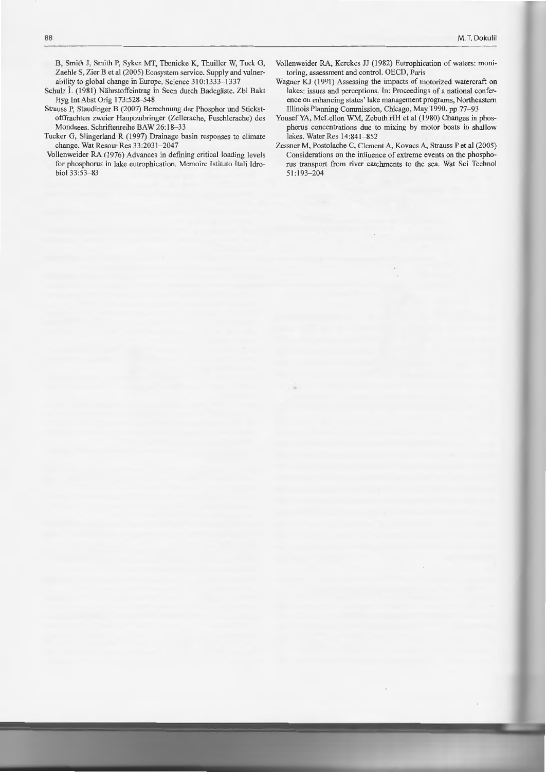B, Smith J, Smith P, Sykes MT, Tbonicke K, Thuiller W, Tuck G, Zaehle S, Zier B et al (2005) Ecosystem service. Supply and vulnerability to global change in Europe. Science 310:1333–1337

Schulz L (1981) Nährstoffeintrag in Seen durch Badegäste. Zbl Bakt Hyg Int Abst Orig 173:528–548

Strauss P, Staudinger B (2007) Berechnung der Phosphor und Stickstofffrachten zweier Hauptzubringer (Zellerache, Fuschlerache) des Mondsees. Schriftenreihe BAW 26:18–33

Tucker G, Slingerland R (1997) Drainage basin responses to climate change. Wat Resour Res 33:2031–2047

Vollenweider RA (1976) Advances in defining critical loading levels for phosphorus in lake eutrophication. Memoire Istituto Itali Idrobiol 33:53–83

Vollenweider RA, Kerekes JJ (1982) Eutrophication of waters: monitoring, assessment and control. OECD, Paris

Wagner KJ (1991) Assessing the impacts of motorized watercraft on lakes: issues and perceptions. In: Proceedings of a national conference on enhancing states' lake management programs, Northeastern Illinois Planning Commission, Chicago, May 1990, pp 77–93

Yousef YA, McLellon WM, Zebuth HH et al (1980) Changes in phosphorus concentrations due to mixing by motor boats in shallow lakes. Water Res 14:841–852

Zessner M, Postolache C, Clement A, Kovacs A, Strauss P et al (2005) Considerations on the influence of extreme events on the phosphorus transport from river catchments to the sea. Wat Sci Technol 51:193–204